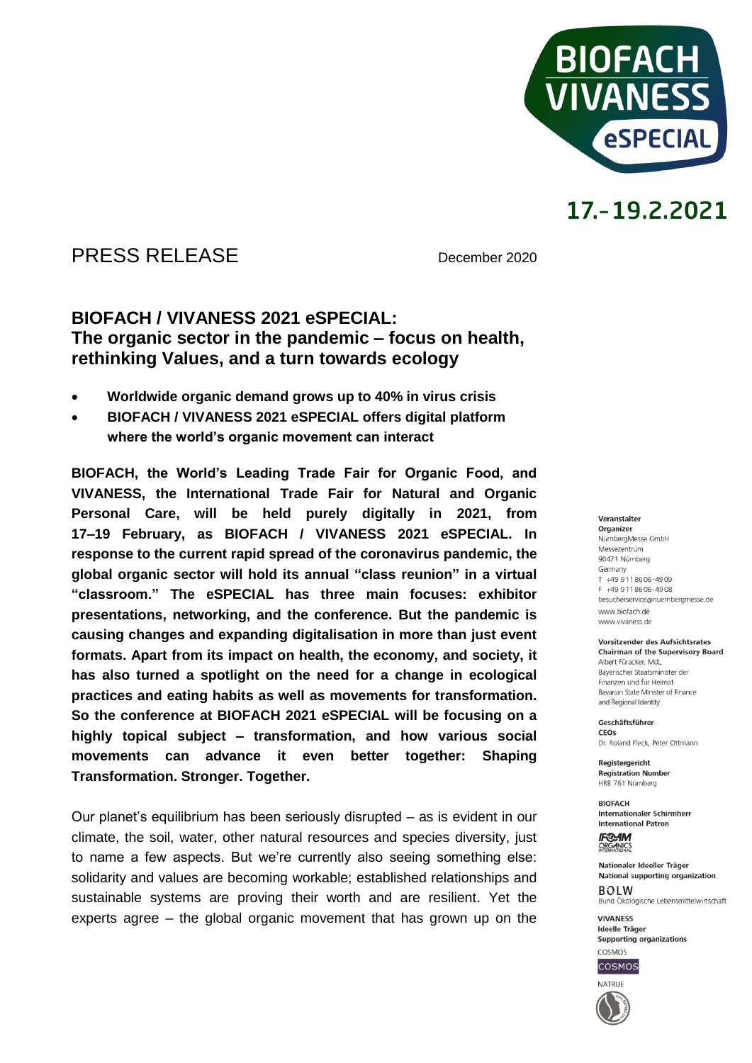BIOFACH VIVANESS eSPECIAL

17.–19.2.2021

PRESS RELEASE

December 2020

## BIOFACH / VIVANESS 2021 eSPECIAL: The organic sector in the pandemic – focus on health, rethinking Values, and a turn towards ecology

- **Worldwide organic demand grows up to 40% in virus crisis**
- **BIOFACH / VIVANESS 2021 eSPECIAL offers digital platform where the world's organic movement can interact**

**BIOFACH, the World's Leading Trade Fair for Organic Food, and VIVANESS, the International Trade Fair for Natural and Organic Personal Care, will be held purely digitally in 2021, from 17–19 February, as BIOFACH / VIVANESS 2021 eSPECIAL. In response to the current rapid spread of the coronavirus pandemic, the global organic sector will hold its annual "class reunion" in a virtual "classroom." The eSPECIAL has three main focuses: exhibitor presentations, networking, and the conference. But the pandemic is causing changes and expanding digitalisation in more than just event formats. Apart from its impact on health, the economy, and society, it has also turned a spotlight on the need for a change in ecological practices and eating habits as well as movements for transformation. So the conference at BIOFACH 2021 eSPECIAL will be focusing on a highly topical subject – transformation, and how various social movements can advance it even better together: Shaping Transformation. Stronger. Together.**

Our planet's equilibrium has been seriously disrupted – as is evident in our climate, the soil, water, other natural resources and species diversity, just to name a few aspects. But we're currently also seeing something else: solidarity and values are becoming workable; established relationships and sustainable systems are proving their worth and are resilient. Yet the experts agree – the global organic movement that has grown up on the

**Veranstalter**
**Organizer**
NürnbergMesse GmbH
Messezentrum
90471 Nürnberg
Germany
T +49 9 11 86 06-49 09
F +49 9 11 86 06-49 08
besucherservice@nuernbergmesse.de
www.biofach.de
www.vivaness.de

**Vorsitzender des Aufsichtsrates**
**Chairman of the Supervisory Board**
Albert Füracker, MdL
Bayerischer Staatsminister der Finanzen und für Heimat
Bavarian State Minister of Finance and Regional Identity

**Geschäftsführer**
**CEOs**
Dr. Roland Fleck, Peter Ottmann

**Registergericht**
**Registration Number**
HRB 761 Nürnberg

**BIOFACH**
**Internationaler Schirmherr**
**International Patron**
IFOAM ORGANICS INTERNATIONAL

**Nationaler Ideeller Träger**
**National supporting organization**
BÖLW
Bund Ökologische Lebensmittelwirtschaft

**VIVANESS**
**Ideelle Träger**
**Supporting organizations**
COSMOS
COSMOS
NATRUE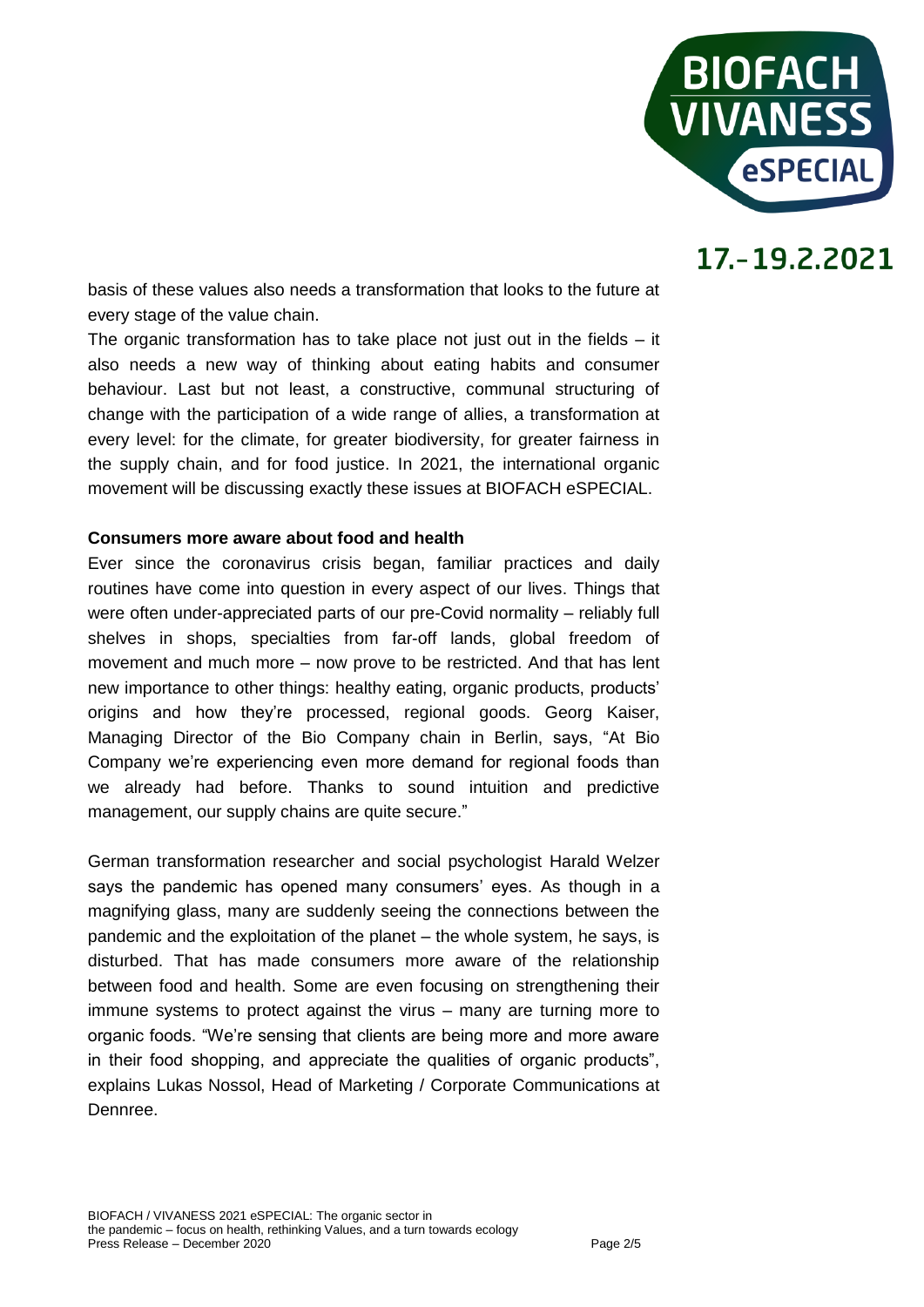basis of these values also needs a transformation that looks to the future at every stage of the value chain.

The organic transformation has to take place not just out in the fields – it also needs a new way of thinking about eating habits and consumer behaviour. Last but not least, a constructive, communal structuring of change with the participation of a wide range of allies, a transformation at every level: for the climate, for greater biodiversity, for greater fairness in the supply chain, and for food justice. In 2021, the international organic movement will be discussing exactly these issues at BIOFACH eSPECIAL.

**Consumers more aware about food and health**

Ever since the coronavirus crisis began, familiar practices and daily routines have come into question in every aspect of our lives. Things that were often under-appreciated parts of our pre-Covid normality – reliably full shelves in shops, specialties from far-off lands, global freedom of movement and much more – now prove to be restricted. And that has lent new importance to other things: healthy eating, organic products, products' origins and how they're processed, regional goods. Georg Kaiser, Managing Director of the Bio Company chain in Berlin, says, "At Bio Company we're experiencing even more demand for regional foods than we already had before. Thanks to sound intuition and predictive management, our supply chains are quite secure."

German transformation researcher and social psychologist Harald Welzer says the pandemic has opened many consumers' eyes. As though in a magnifying glass, many are suddenly seeing the connections between the pandemic and the exploitation of the planet – the whole system, he says, is disturbed. That has made consumers more aware of the relationship between food and health. Some are even focusing on strengthening their immune systems to protect against the virus – many are turning more to organic foods. "We're sensing that clients are being more and more aware in their food shopping, and appreciate the qualities of organic products", explains Lukas Nossol, Head of Marketing / Corporate Communications at Dennree.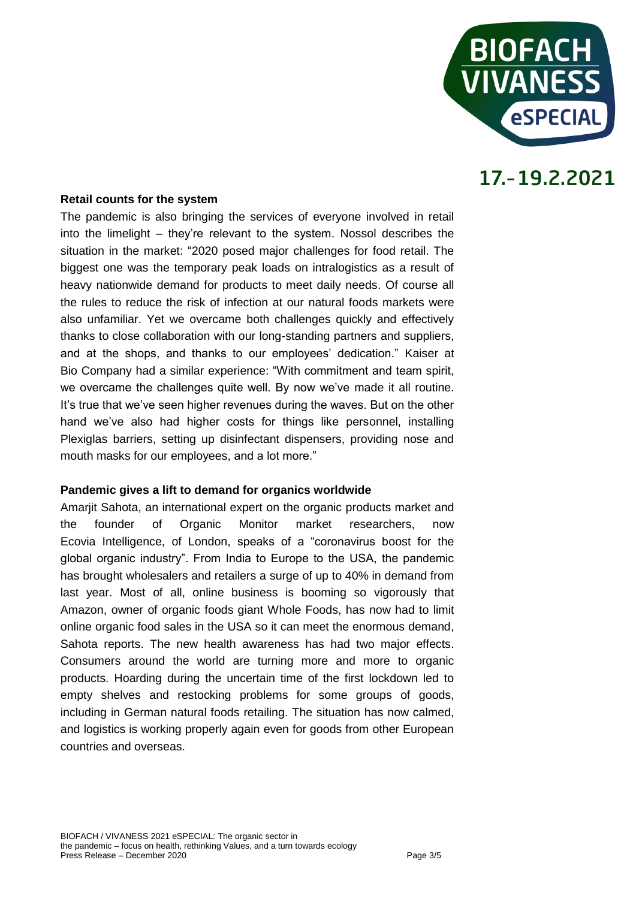**Retail counts for the system**

The pandemic is also bringing the services of everyone involved in retail into the limelight – they're relevant to the system. Nossol describes the situation in the market: "2020 posed major challenges for food retail. The biggest one was the temporary peak loads on intralogistics as a result of heavy nationwide demand for products to meet daily needs. Of course all the rules to reduce the risk of infection at our natural foods markets were also unfamiliar. Yet we overcame both challenges quickly and effectively thanks to close collaboration with our long-standing partners and suppliers, and at the shops, and thanks to our employees' dedication." Kaiser at Bio Company had a similar experience: "With commitment and team spirit, we overcame the challenges quite well. By now we've made it all routine. It's true that we've seen higher revenues during the waves. But on the other hand we've also had higher costs for things like personnel, installing Plexiglas barriers, setting up disinfectant dispensers, providing nose and mouth masks for our employees, and a lot more."

**Pandemic gives a lift to demand for organics worldwide**

Amarjit Sahota, an international expert on the organic products market and the founder of Organic Monitor market researchers, now Ecovia Intelligence, of London, speaks of a "coronavirus boost for the global organic industry". From India to Europe to the USA, the pandemic has brought wholesalers and retailers a surge of up to 40% in demand from last year. Most of all, online business is booming so vigorously that Amazon, owner of organic foods giant Whole Foods, has now had to limit online organic food sales in the USA so it can meet the enormous demand, Sahota reports. The new health awareness has had two major effects. Consumers around the world are turning more and more to organic products. Hoarding during the uncertain time of the first lockdown led to empty shelves and restocking problems for some groups of goods, including in German natural foods retailing. The situation has now calmed, and logistics is working properly again even for goods from other European countries and overseas.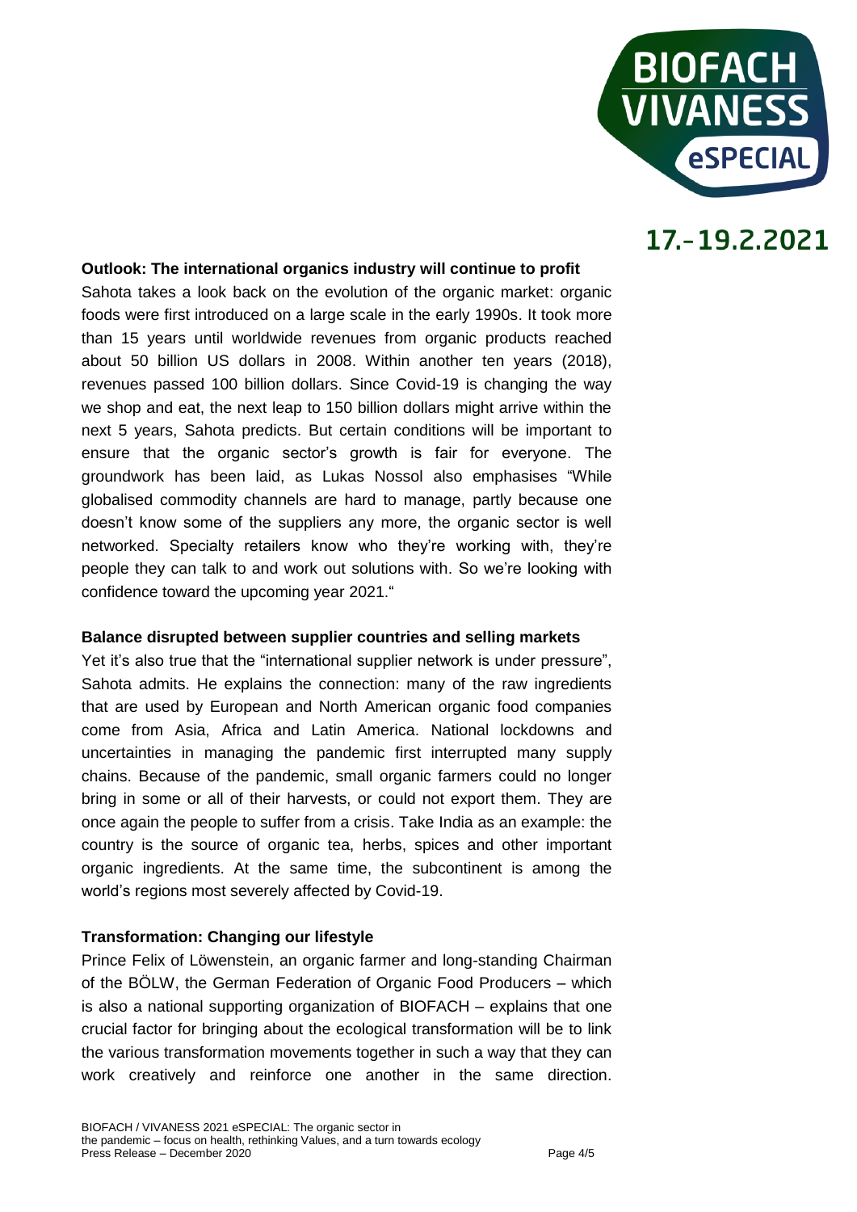**Outlook: The international organics industry will continue to profit**

Sahota takes a look back on the evolution of the organic market: organic foods were first introduced on a large scale in the early 1990s. It took more than 15 years until worldwide revenues from organic products reached about 50 billion US dollars in 2008. Within another ten years (2018), revenues passed 100 billion dollars. Since Covid-19 is changing the way we shop and eat, the next leap to 150 billion dollars might arrive within the next 5 years, Sahota predicts. But certain conditions will be important to ensure that the organic sector's growth is fair for everyone. The groundwork has been laid, as Lukas Nossol also emphasises "While globalised commodity channels are hard to manage, partly because one doesn't know some of the suppliers any more, the organic sector is well networked. Specialty retailers know who they're working with, they're people they can talk to and work out solutions with. So we're looking with confidence toward the upcoming year 2021."

**Balance disrupted between supplier countries and selling markets**

Yet it's also true that the "international supplier network is under pressure", Sahota admits. He explains the connection: many of the raw ingredients that are used by European and North American organic food companies come from Asia, Africa and Latin America. National lockdowns and uncertainties in managing the pandemic first interrupted many supply chains. Because of the pandemic, small organic farmers could no longer bring in some or all of their harvests, or could not export them. They are once again the people to suffer from a crisis. Take India as an example: the country is the source of organic tea, herbs, spices and other important organic ingredients. At the same time, the subcontinent is among the world's regions most severely affected by Covid-19.

**Transformation: Changing our lifestyle**

Prince Felix of Löwenstein, an organic farmer and long-standing Chairman of the BÖLW, the German Federation of Organic Food Producers – which is also a national supporting organization of BIOFACH – explains that one crucial factor for bringing about the ecological transformation will be to link the various transformation movements together in such a way that they can work creatively and reinforce one another in the same direction.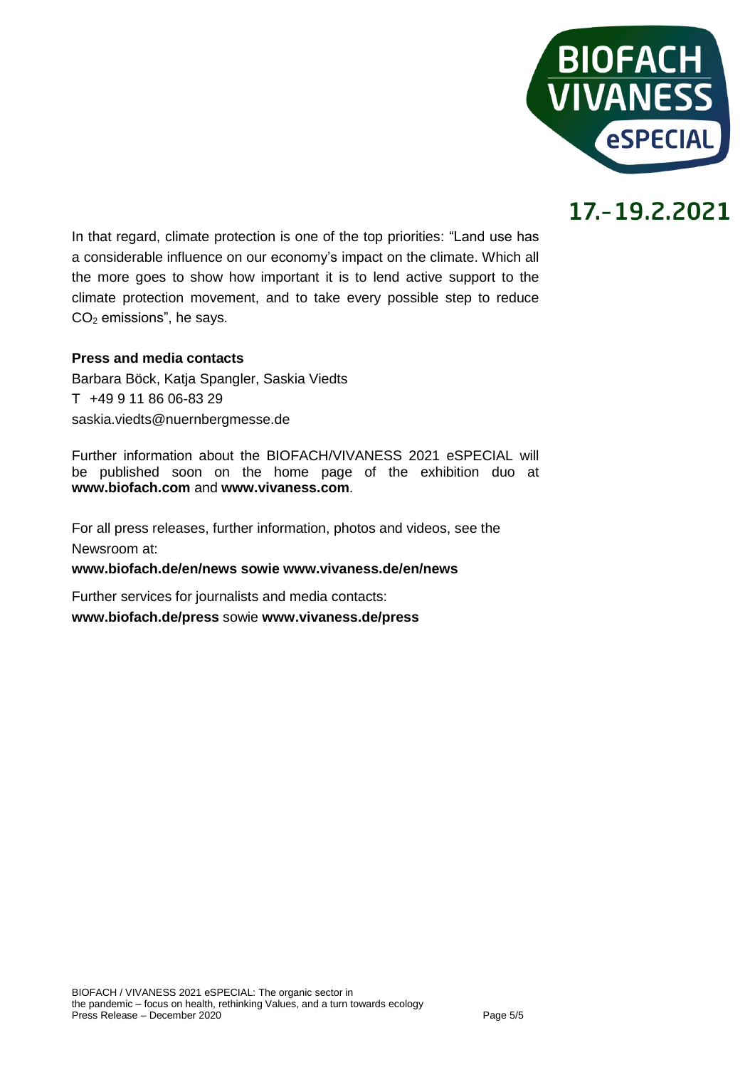In that regard, climate protection is one of the top priorities: "Land use has a considerable influence on our economy's impact on the climate. Which all the more goes to show how important it is to lend active support to the climate protection movement, and to take every possible step to reduce $CO_2$ emissions", he says.

**Press and media contacts**

Barbara Böck, Katja Spangler, Saskia Viedts
T +49 9 11 86 06-83 29
saskia.viedts@nuernbergmesse.de

Further information about the BIOFACH/VIVANESS 2021 eSPECIAL will be published soon on the home page of the exhibition duo at **www.biofach.com** and **www.vivaness.com**.

For all press releases, further information, photos and videos, see the Newsroom at:
**www.biofach.de/en/news sowie www.vivaness.de/en/news**

Further services for journalists and media contacts:
**www.biofach.de/press** sowie **www.vivaness.de/press**